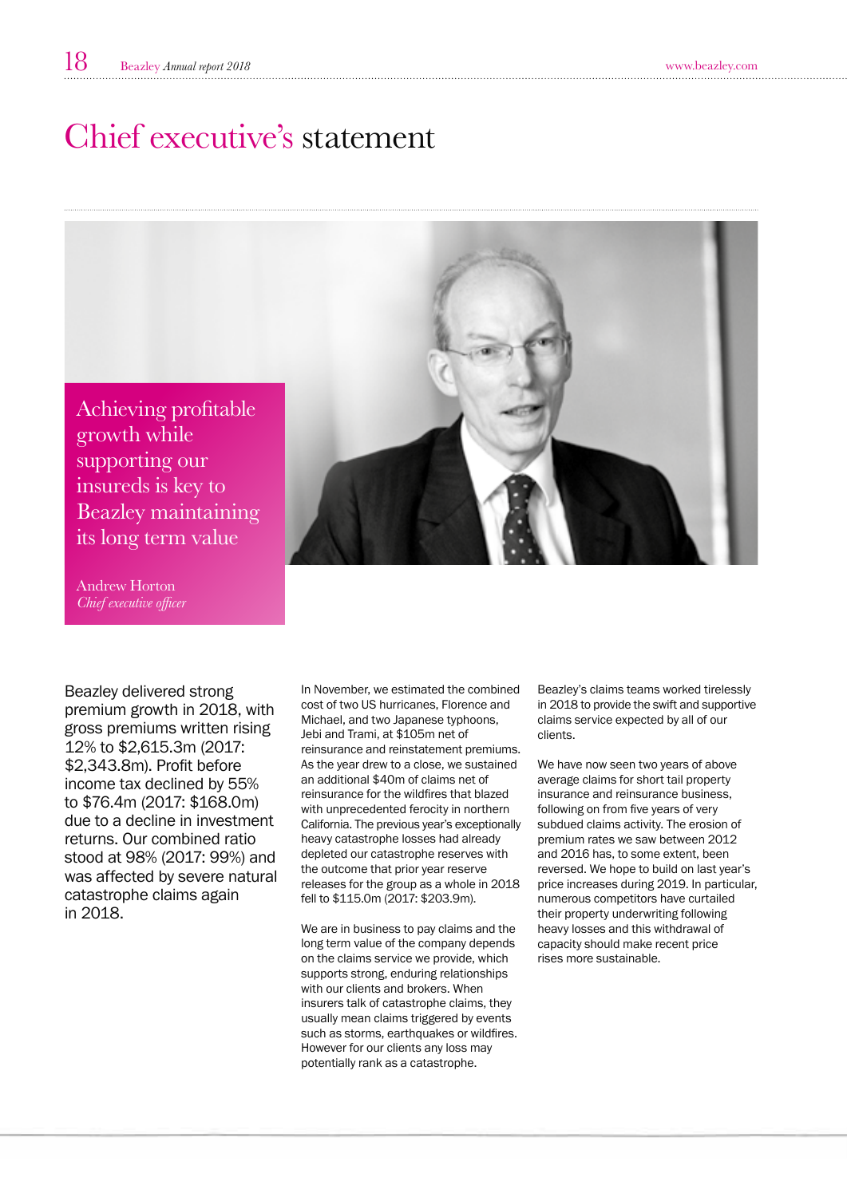# Chief executive's statement

Achieving profitable growth while supporting our insureds is key to Beazley maintaining its long term value

Andrew Horton
*Chief executive officer*

Beazley delivered strong premium growth in 2018, with gross premiums written rising 12% to $2,615.3m (2017: $2,343.8m). Profit before income tax declined by 55% to $76.4m (2017: $168.0m) due to a decline in investment returns. Our combined ratio stood at 98% (2017: 99%) and was affected by severe natural catastrophe claims again in 2018.

In November, we estimated the combined cost of two US hurricanes, Florence and Michael, and two Japanese typhoons, Jebi and Trami, at $105m net of reinsurance and reinstatement premiums. As the year drew to a close, we sustained an additional $40m of claims net of reinsurance for the wildfires that blazed with unprecedented ferocity in northern California. The previous year's exceptionally heavy catastrophe losses had already depleted our catastrophe reserves with the outcome that prior year reserve releases for the group as a whole in 2018 fell to $115.0m (2017: $203.9m).

We are in business to pay claims and the long term value of the company depends on the claims service we provide, which supports strong, enduring relationships with our clients and brokers. When insurers talk of catastrophe claims, they usually mean claims triggered by events such as storms, earthquakes or wildfires. However for our clients any loss may potentially rank as a catastrophe.

Beazley's claims teams worked tirelessly in 2018 to provide the swift and supportive claims service expected by all of our clients.

We have now seen two years of above average claims for short tail property insurance and reinsurance business, following on from five years of very subdued claims activity. The erosion of premium rates we saw between 2012 and 2016 has, to some extent, been reversed. We hope to build on last year's price increases during 2019. In particular, numerous competitors have curtailed their property underwriting following heavy losses and this withdrawal of capacity should make recent price rises more sustainable.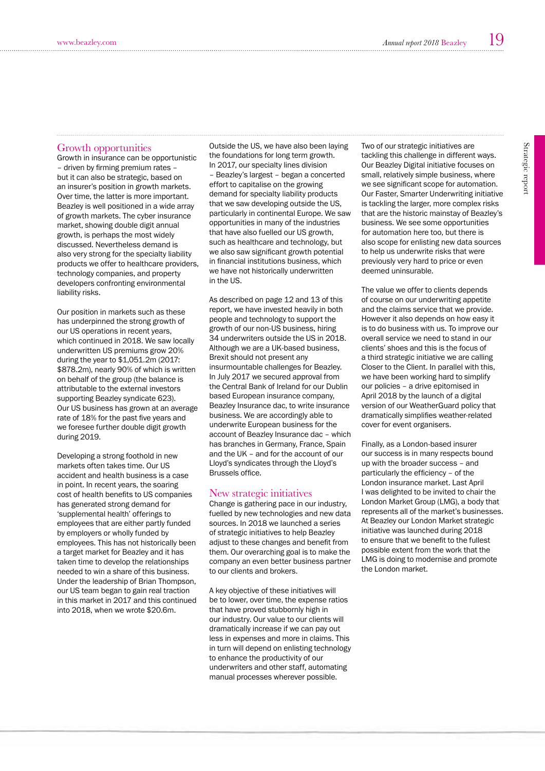## Growth opportunities

Growth in insurance can be opportunistic – driven by firming premium rates – but it can also be strategic, based on an insurer's position in growth markets. Over time, the latter is more important. Beazley is well positioned in a wide array of growth markets. The cyber insurance market, showing double digit annual growth, is perhaps the most widely discussed. Nevertheless demand is also very strong for the specialty liability products we offer to healthcare providers, technology companies, and property developers confronting environmental liability risks.

Our position in markets such as these has underpinned the strong growth of our US operations in recent years, which continued in 2018. We saw locally underwritten US premiums grow 20% during the year to $1,051.2m (2017: $878.2m), nearly 90% of which is written on behalf of the group (the balance is attributable to the external investors supporting Beazley syndicate 623). Our US business has grown at an average rate of 18% for the past five years and we foresee further double digit growth during 2019.

Developing a strong foothold in new markets often takes time. Our US accident and health business is a case in point. In recent years, the soaring cost of health benefits to US companies has generated strong demand for 'supplemental health' offerings to employees that are either partly funded by employers or wholly funded by employees. This has not historically been a target market for Beazley and it has taken time to develop the relationships needed to win a share of this business. Under the leadership of Brian Thompson, our US team began to gain real traction in this market in 2017 and this continued into 2018, when we wrote $20.6m.

Outside the US, we have also been laying the foundations for long term growth. In 2017, our specialty lines division – Beazley's largest – began a concerted effort to capitalise on the growing demand for specialty liability products that we saw developing outside the US, particularly in continental Europe. We saw opportunities in many of the industries that have also fuelled our US growth, such as healthcare and technology, but we also saw significant growth potential in financial institutions business, which we have not historically underwritten in the US.

As described on page 12 and 13 of this report, we have invested heavily in both people and technology to support the growth of our non-US business, hiring 34 underwriters outside the US in 2018. Although we are a UK-based business, Brexit should not present any insurmountable challenges for Beazley. In July 2017 we secured approval from the Central Bank of Ireland for our Dublin based European insurance company, Beazley Insurance dac, to write insurance business. We are accordingly able to underwrite European business for the account of Beazley Insurance dac – which has branches in Germany, France, Spain and the UK – and for the account of our Lloyd's syndicates through the Lloyd's Brussels office.

## New strategic initiatives

Change is gathering pace in our industry, fuelled by new technologies and new data sources. In 2018 we launched a series of strategic initiatives to help Beazley adjust to these changes and benefit from them. Our overarching goal is to make the company an even better business partner to our clients and brokers.

A key objective of these initiatives will be to lower, over time, the expense ratios that have proved stubbornly high in our industry. Our value to our clients will dramatically increase if we can pay out less in expenses and more in claims. This in turn will depend on enlisting technology to enhance the productivity of our underwriters and other staff, automating manual processes wherever possible.

Two of our strategic initiatives are tackling this challenge in different ways. Our Beazley Digital initiative focuses on small, relatively simple business, where we see significant scope for automation. Our Faster, Smarter Underwriting initiative is tackling the larger, more complex risks that are the historic mainstay of Beazley's business. We see some opportunities for automation here too, but there is also scope for enlisting new data sources to help us underwrite risks that were previously very hard to price or even deemed uninsurable.

The value we offer to clients depends of course on our underwriting appetite and the claims service that we provide. However it also depends on how easy it is to do business with us. To improve our overall service we need to stand in our clients' shoes and this is the focus of a third strategic initiative we are calling Closer to the Client. In parallel with this, we have been working hard to simplify our policies – a drive epitomised in April 2018 by the launch of a digital version of our WeatherGuard policy that dramatically simplifies weather-related cover for event organisers.

Finally, as a London-based insurer our success is in many respects bound up with the broader success – and particularly the efficiency – of the London insurance market. Last April I was delighted to be invited to chair the London Market Group (LMG), a body that represents all of the market's businesses. At Beazley our London Market strategic initiative was launched during 2018 to ensure that we benefit to the fullest possible extent from the work that the LMG is doing to modernise and promote the London market.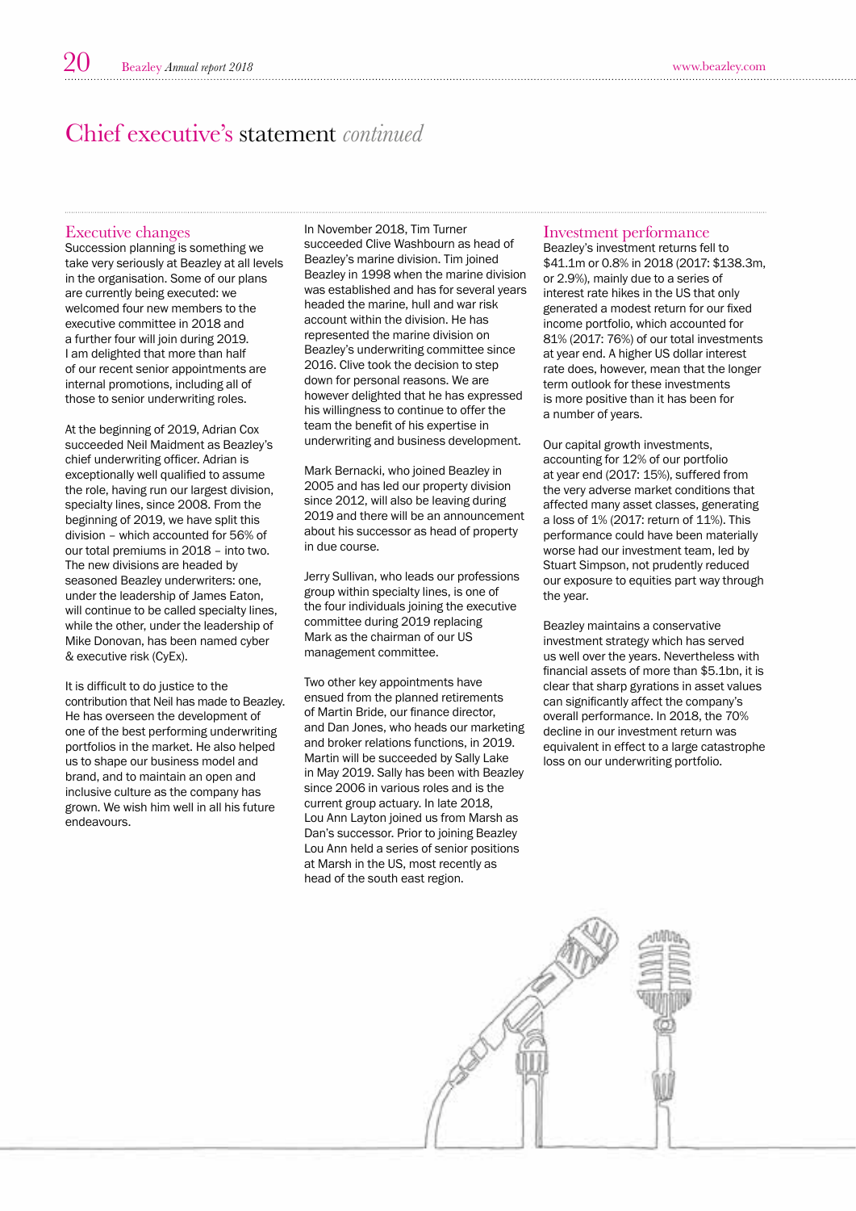# Chief executive's statement *continued*

## Executive changes

Succession planning is something we take very seriously at Beazley at all levels in the organisation. Some of our plans are currently being executed: we welcomed four new members to the executive committee in 2018 and a further four will join during 2019. I am delighted that more than half of our recent senior appointments are internal promotions, including all of those to senior underwriting roles.

At the beginning of 2019, Adrian Cox succeeded Neil Maidment as Beazley's chief underwriting officer. Adrian is exceptionally well qualified to assume the role, having run our largest division, specialty lines, since 2008. From the beginning of 2019, we have split this division – which accounted for 56% of our total premiums in 2018 – into two. The new divisions are headed by seasoned Beazley underwriters: one, under the leadership of James Eaton, will continue to be called specialty lines, while the other, under the leadership of Mike Donovan, has been named cyber & executive risk (CyEx).

It is difficult to do justice to the contribution that Neil has made to Beazley. He has overseen the development of one of the best performing underwriting portfolios in the market. He also helped us to shape our business model and brand, and to maintain an open and inclusive culture as the company has grown. We wish him well in all his future endeavours.

In November 2018, Tim Turner succeeded Clive Washbourn as head of Beazley's marine division. Tim joined Beazley in 1998 when the marine division was established and has for several years headed the marine, hull and war risk account within the division. He has represented the marine division on Beazley's underwriting committee since 2016. Clive took the decision to step down for personal reasons. We are however delighted that he has expressed his willingness to continue to offer the team the benefit of his expertise in underwriting and business development.

Mark Bernacki, who joined Beazley in 2005 and has led our property division since 2012, will also be leaving during 2019 and there will be an announcement about his successor as head of property in due course.

Jerry Sullivan, who leads our professions group within specialty lines, is one of the four individuals joining the executive committee during 2019 replacing Mark as the chairman of our US management committee.

Two other key appointments have ensued from the planned retirements of Martin Bride, our finance director, and Dan Jones, who heads our marketing and broker relations functions, in 2019. Martin will be succeeded by Sally Lake in May 2019. Sally has been with Beazley since 2006 in various roles and is the current group actuary. In late 2018, Lou Ann Layton joined us from Marsh as Dan's successor. Prior to joining Beazley Lou Ann held a series of senior positions at Marsh in the US, most recently as head of the south east region.

## Investment performance

Beazley's investment returns fell to $41.1m or 0.8% in 2018 (2017: $138.3m, or 2.9%), mainly due to a series of interest rate hikes in the US that only generated a modest return for our fixed income portfolio, which accounted for 81% (2017: 76%) of our total investments at year end. A higher US dollar interest rate does, however, mean that the longer term outlook for these investments is more positive than it has been for a number of years.

Our capital growth investments, accounting for 12% of our portfolio at year end (2017: 15%), suffered from the very adverse market conditions that affected many asset classes, generating a loss of 1% (2017: return of 11%). This performance could have been materially worse had our investment team, led by Stuart Simpson, not prudently reduced our exposure to equities part way through the year.

Beazley maintains a conservative investment strategy which has served us well over the years. Nevertheless with financial assets of more than $5.1bn, it is clear that sharp gyrations in asset values can significantly affect the company's overall performance. In 2018, the 70% decline in our investment return was equivalent in effect to a large catastrophe loss on our underwriting portfolio.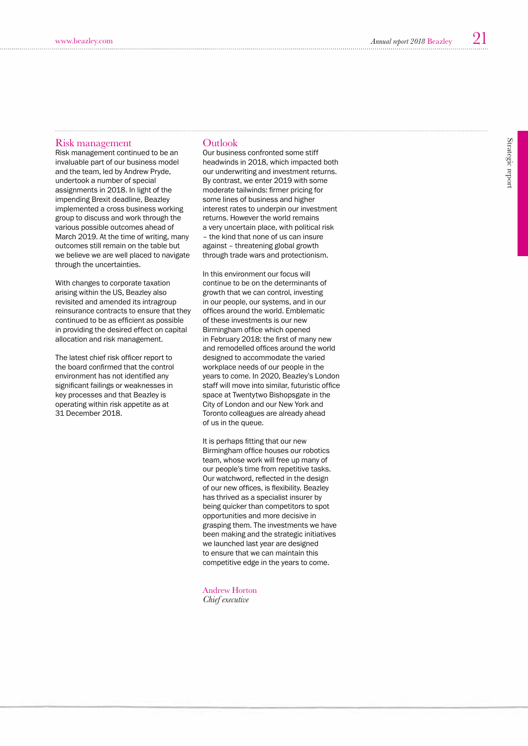## Risk management

Risk management continued to be an invaluable part of our business model and the team, led by Andrew Pryde, undertook a number of special assignments in 2018. In light of the impending Brexit deadline, Beazley implemented a cross business working group to discuss and work through the various possible outcomes ahead of March 2019. At the time of writing, many outcomes still remain on the table but we believe we are well placed to navigate through the uncertainties.

With changes to corporate taxation arising within the US, Beazley also revisited and amended its intragroup reinsurance contracts to ensure that they continued to be as efficient as possible in providing the desired effect on capital allocation and risk management.

The latest chief risk officer report to the board confirmed that the control environment has not identified any significant failings or weaknesses in key processes and that Beazley is operating within risk appetite as at 31 December 2018.

## Outlook

Our business confronted some stiff headwinds in 2018, which impacted both our underwriting and investment returns. By contrast, we enter 2019 with some moderate tailwinds: firmer pricing for some lines of business and higher interest rates to underpin our investment returns. However the world remains a very uncertain place, with political risk – the kind that none of us can insure against – threatening global growth through trade wars and protectionism.

In this environment our focus will continue to be on the determinants of growth that we can control, investing in our people, our systems, and in our offices around the world. Emblematic of these investments is our new Birmingham office which opened in February 2018: the first of many new and remodelled offices around the world designed to accommodate the varied workplace needs of our people in the years to come. In 2020, Beazley's London staff will move into similar, futuristic office space at Twentytwo Bishopsgate in the City of London and our New York and Toronto colleagues are already ahead of us in the queue.

It is perhaps fitting that our new Birmingham office houses our robotics team, whose work will free up many of our people's time from repetitive tasks. Our watchword, reflected in the design of our new offices, is flexibility. Beazley has thrived as a specialist insurer by being quicker than competitors to spot opportunities and more decisive in grasping them. The investments we have been making and the strategic initiatives we launched last year are designed to ensure that we can maintain this competitive edge in the years to come.

Andrew Horton
*Chief executive*